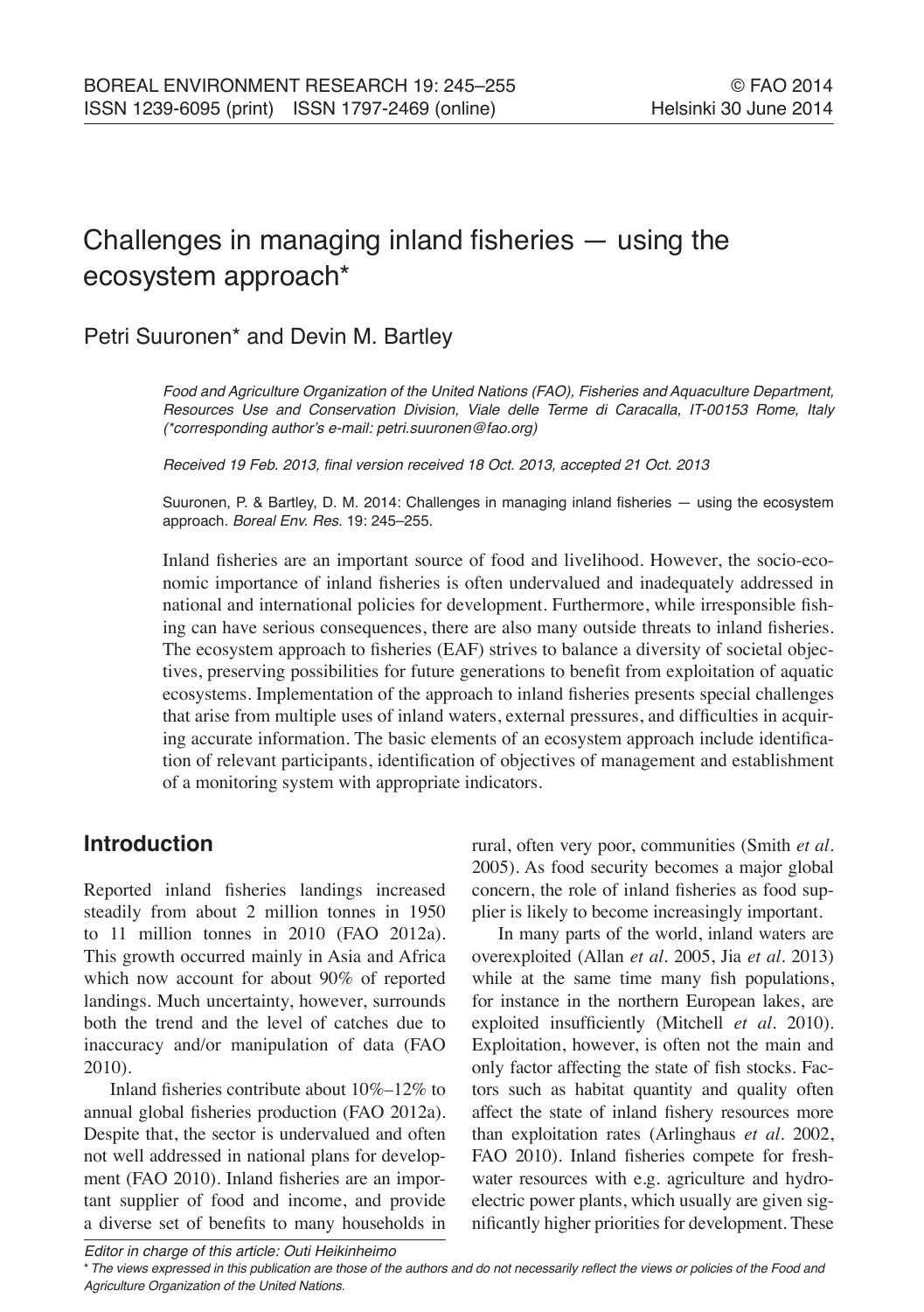# Challenges in managing inland fisheries — using the ecosystem approach*

Petri Suuronen* and Devin M. Bartley

*Food and Agriculture Organization of the United Nations (FAO), Fisheries and Aquaculture Department, Resources Use and Conservation Division, Viale delle Terme di Caracalla, IT-00153 Rome, Italy (*corresponding author's e-mail: petri.suuronen@fao.org)*

*Received 19 Feb. 2013, final version received 18 Oct. 2013, accepted 21 Oct. 2013*

Suuronen, P. & Bartley, D. M. 2014: Challenges in managing inland fisheries — using the ecosystem approach. *Boreal Env. Res.* 19: 245–255.

Inland fisheries are an important source of food and livelihood. However, the socio-economic importance of inland fisheries is often undervalued and inadequately addressed in national and international policies for development. Furthermore, while irresponsible fishing can have serious consequences, there are also many outside threats to inland fisheries. The ecosystem approach to fisheries (EAF) strives to balance a diversity of societal objectives, preserving possibilities for future generations to benefit from exploitation of aquatic ecosystems. Implementation of the approach to inland fisheries presents special challenges that arise from multiple uses of inland waters, external pressures, and difficulties in acquiring accurate information. The basic elements of an ecosystem approach include identification of relevant participants, identification of objectives of management and establishment of a monitoring system with appropriate indicators.

## Introduction

Reported inland fisheries landings increased steadily from about 2 million tonnes in 1950 to 11 million tonnes in 2010 (FAO 2012a). This growth occurred mainly in Asia and Africa which now account for about 90% of reported landings. Much uncertainty, however, surrounds both the trend and the level of catches due to inaccuracy and/or manipulation of data (FAO 2010).

Inland fisheries contribute about 10%–12% to annual global fisheries production (FAO 2012a). Despite that, the sector is undervalued and often not well addressed in national plans for development (FAO 2010). Inland fisheries are an important supplier of food and income, and provide a diverse set of benefits to many households in rural, often very poor, communities (Smith *et al.* 2005). As food security becomes a major global concern, the role of inland fisheries as food supplier is likely to become increasingly important.

In many parts of the world, inland waters are overexploited (Allan *et al.* 2005, Jia *et al.* 2013) while at the same time many fish populations, for instance in the northern European lakes, are exploited insufficiently (Mitchell *et al.* 2010). Exploitation, however, is often not the main and only factor affecting the state of fish stocks. Factors such as habitat quantity and quality often affect the state of inland fishery resources more than exploitation rates (Arlinghaus *et al.* 2002, FAO 2010). Inland fisheries compete for freshwater resources with e.g. agriculture and hydroelectric power plants, which usually are given significantly higher priorities for development. These

Editor in charge of this article: Outi Heikinheimo

\* The views expressed in this publication are those of the authors and do not necessarily reflect the views or policies of the Food and Agriculture Organization of the United Nations.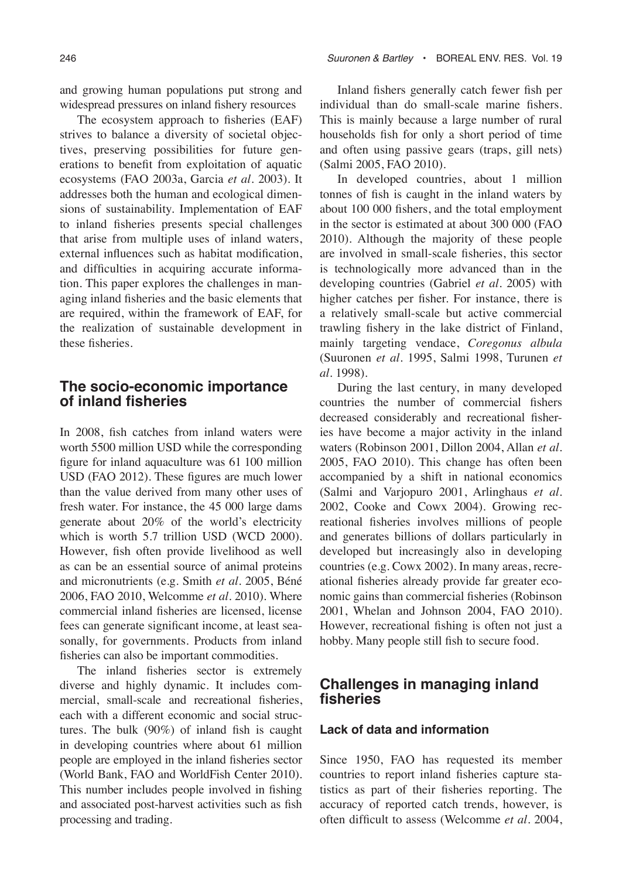and growing human populations put strong and widespread pressures on inland fishery resources

The ecosystem approach to fisheries (EAF) strives to balance a diversity of societal objectives, preserving possibilities for future generations to benefit from exploitation of aquatic ecosystems (FAO 2003a, Garcia *et al*. 2003). It addresses both the human and ecological dimensions of sustainability. Implementation of EAF to inland fisheries presents special challenges that arise from multiple uses of inland waters, external influences such as habitat modification, and difficulties in acquiring accurate information. This paper explores the challenges in managing inland fisheries and the basic elements that are required, within the framework of EAF, for the realization of sustainable development in these fisheries.

## The socio-economic importance of inland fisheries

In 2008, fish catches from inland waters were worth 5500 million USD while the corresponding figure for inland aquaculture was 61 100 million USD (FAO 2012). These figures are much lower than the value derived from many other uses of fresh water. For instance, the 45 000 large dams generate about 20% of the world's electricity which is worth 5.7 trillion USD (WCD 2000). However, fish often provide livelihood as well as can be an essential source of animal proteins and micronutrients (e.g. Smith *et al*. 2005, Béné 2006, FAO 2010, Welcomme *et al*. 2010). Where commercial inland fisheries are licensed, license fees can generate significant income, at least seasonally, for governments. Products from inland fisheries can also be important commodities.

The inland fisheries sector is extremely diverse and highly dynamic. It includes commercial, small-scale and recreational fisheries, each with a different economic and social structures. The bulk (90%) of inland fish is caught in developing countries where about 61 million people are employed in the inland fisheries sector (World Bank, FAO and WorldFish Center 2010). This number includes people involved in fishing and associated post-harvest activities such as fish processing and trading.

Inland fishers generally catch fewer fish per individual than do small-scale marine fishers. This is mainly because a large number of rural households fish for only a short period of time and often using passive gears (traps, gill nets) (Salmi 2005, FAO 2010).

In developed countries, about 1 million tonnes of fish is caught in the inland waters by about 100 000 fishers, and the total employment in the sector is estimated at about 300 000 (FAO 2010). Although the majority of these people are involved in small-scale fisheries, this sector is technologically more advanced than in the developing countries (Gabriel *et al*. 2005) with higher catches per fisher. For instance, there is a relatively small-scale but active commercial trawling fishery in the lake district of Finland, mainly targeting vendace, *Coregonus albula* (Suuronen *et al*. 1995, Salmi 1998, Turunen *et al*. 1998).

During the last century, in many developed countries the number of commercial fishers decreased considerably and recreational fisheries have become a major activity in the inland waters (Robinson 2001, Dillon 2004, Allan *et al*. 2005, FAO 2010). This change has often been accompanied by a shift in national economics (Salmi and Varjopuro 2001, Arlinghaus *et al*. 2002, Cooke and Cowx 2004). Growing recreational fisheries involves millions of people and generates billions of dollars particularly in developed but increasingly also in developing countries (e.g. Cowx 2002). In many areas, recreational fisheries already provide far greater economic gains than commercial fisheries (Robinson 2001, Whelan and Johnson 2004, FAO 2010). However, recreational fishing is often not just a hobby. Many people still fish to secure food.

## Challenges in managing inland fisheries

### Lack of data and information

Since 1950, FAO has requested its member countries to report inland fisheries capture statistics as part of their fisheries reporting. The accuracy of reported catch trends, however, is often difficult to assess (Welcomme *et al*. 2004,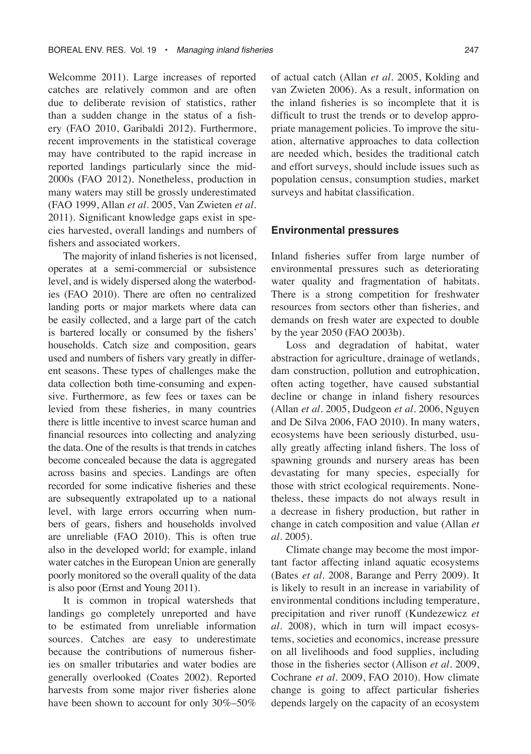Welcomme 2011). Large increases of reported catches are relatively common and are often due to deliberate revision of statistics, rather than a sudden change in the status of a fishery (FAO 2010, Garibaldi 2012). Furthermore, recent improvements in the statistical coverage may have contributed to the rapid increase in reported landings particularly since the mid-2000s (FAO 2012). Nonetheless, production in many waters may still be grossly underestimated (FAO 1999, Allan *et al*. 2005, Van Zwieten *et al*. 2011). Significant knowledge gaps exist in species harvested, overall landings and numbers of fishers and associated workers.

The majority of inland fisheries is not licensed, operates at a semi-commercial or subsistence level, and is widely dispersed along the waterbodies (FAO 2010). There are often no centralized landing ports or major markets where data can be easily collected, and a large part of the catch is bartered locally or consumed by the fishers' households. Catch size and composition, gears used and numbers of fishers vary greatly in different seasons. These types of challenges make the data collection both time-consuming and expensive. Furthermore, as few fees or taxes can be levied from these fisheries, in many countries there is little incentive to invest scarce human and financial resources into collecting and analyzing the data. One of the results is that trends in catches become concealed because the data is aggregated across basins and species. Landings are often recorded for some indicative fisheries and these are subsequently extrapolated up to a national level, with large errors occurring when numbers of gears, fishers and households involved are unreliable (FAO 2010). This is often true also in the developed world; for example, inland water catches in the European Union are generally poorly monitored so the overall quality of the data is also poor (Ernst and Young 2011).

It is common in tropical watersheds that landings go completely unreported and have to be estimated from unreliable information sources. Catches are easy to underestimate because the contributions of numerous fisheries on smaller tributaries and water bodies are generally overlooked (Coates 2002). Reported harvests from some major river fisheries alone have been shown to account for only 30%–50% of actual catch (Allan *et al*. 2005, Kolding and van Zwieten 2006). As a result, information on the inland fisheries is so incomplete that it is difficult to trust the trends or to develop appropriate management policies. To improve the situation, alternative approaches to data collection are needed which, besides the traditional catch and effort surveys, should include issues such as population census, consumption studies, market surveys and habitat classification.

## Environmental pressures

Inland fisheries suffer from large number of environmental pressures such as deteriorating water quality and fragmentation of habitats. There is a strong competition for freshwater resources from sectors other than fisheries, and demands on fresh water are expected to double by the year 2050 (FAO 2003b).

Loss and degradation of habitat, water abstraction for agriculture, drainage of wetlands, dam construction, pollution and eutrophication, often acting together, have caused substantial decline or change in inland fishery resources (Allan *et al*. 2005, Dudgeon *et al*. 2006, Nguyen and De Silva 2006, FAO 2010). In many waters, ecosystems have been seriously disturbed, usually greatly affecting inland fishers. The loss of spawning grounds and nursery areas has been devastating for many species, especially for those with strict ecological requirements. Nonetheless, these impacts do not always result in a decrease in fishery production, but rather in change in catch composition and value (Allan *et al*. 2005).

Climate change may become the most important factor affecting inland aquatic ecosystems (Bates *et al*. 2008, Barange and Perry 2009). It is likely to result in an increase in variability of environmental conditions including temperature, precipitation and river runoff (Kundezewicz *et al*. 2008), which in turn will impact ecosystems, societies and economics, increase pressure on all livelihoods and food supplies, including those in the fisheries sector (Allison *et al*. 2009, Cochrane *et al*. 2009, FAO 2010). How climate change is going to affect particular fisheries depends largely on the capacity of an ecosystem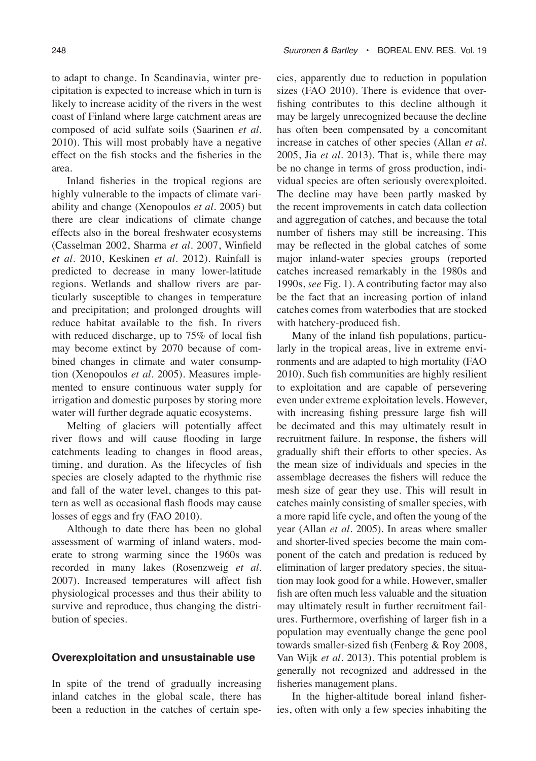to adapt to change. In Scandinavia, winter precipitation is expected to increase which in turn is likely to increase acidity of the rivers in the west coast of Finland where large catchment areas are composed of acid sulfate soils (Saarinen *et al.* 2010). This will most probably have a negative effect on the fish stocks and the fisheries in the area.

Inland fisheries in the tropical regions are highly vulnerable to the impacts of climate variability and change (Xenopoulos *et al.* 2005) but there are clear indications of climate change effects also in the boreal freshwater ecosystems (Casselman 2002, Sharma *et al.* 2007, Winfield *et al.* 2010, Keskinen *et al.* 2012). Rainfall is predicted to decrease in many lower-latitude regions. Wetlands and shallow rivers are particularly susceptible to changes in temperature and precipitation; and prolonged droughts will reduce habitat available to the fish. In rivers with reduced discharge, up to 75% of local fish may become extinct by 2070 because of combined changes in climate and water consumption (Xenopoulos *et al.* 2005). Measures implemented to ensure continuous water supply for irrigation and domestic purposes by storing more water will further degrade aquatic ecosystems.

Melting of glaciers will potentially affect river flows and will cause flooding in large catchments leading to changes in flood areas, timing, and duration. As the lifecycles of fish species are closely adapted to the rhythmic rise and fall of the water level, changes to this pattern as well as occasional flash floods may cause losses of eggs and fry (FAO 2010).

Although to date there has been no global assessment of warming of inland waters, moderate to strong warming since the 1960s was recorded in many lakes (Rosenzweig *et al.* 2007). Increased temperatures will affect fish physiological processes and thus their ability to survive and reproduce, thus changing the distribution of species.

### Overexploitation and unsustainable use

In spite of the trend of gradually increasing inland catches in the global scale, there has been a reduction in the catches of certain species, apparently due to reduction in population sizes (FAO 2010). There is evidence that overfishing contributes to this decline although it may be largely unrecognized because the decline has often been compensated by a concomitant increase in catches of other species (Allan *et al.* 2005, Jia *et al.* 2013). That is, while there may be no change in terms of gross production, individual species are often seriously overexploited. The decline may have been partly masked by the recent improvements in catch data collection and aggregation of catches, and because the total number of fishers may still be increasing. This may be reflected in the global catches of some major inland-water species groups (reported catches increased remarkably in the 1980s and 1990s, *see* Fig. 1). A contributing factor may also be the fact that an increasing portion of inland catches comes from waterbodies that are stocked with hatchery-produced fish.

Many of the inland fish populations, particularly in the tropical areas, live in extreme environments and are adapted to high mortality (FAO 2010). Such fish communities are highly resilient to exploitation and are capable of persevering even under extreme exploitation levels. However, with increasing fishing pressure large fish will be decimated and this may ultimately result in recruitment failure. In response, the fishers will gradually shift their efforts to other species. As the mean size of individuals and species in the assemblage decreases the fishers will reduce the mesh size of gear they use. This will result in catches mainly consisting of smaller species, with a more rapid life cycle, and often the young of the year (Allan *et al.* 2005). In areas where smaller and shorter-lived species become the main component of the catch and predation is reduced by elimination of larger predatory species, the situation may look good for a while. However, smaller fish are often much less valuable and the situation may ultimately result in further recruitment failures. Furthermore, overfishing of larger fish in a population may eventually change the gene pool towards smaller-sized fish (Fenberg & Roy 2008, Van Wijk *et al.* 2013). This potential problem is generally not recognized and addressed in the fisheries management plans.

In the higher-altitude boreal inland fisheries, often with only a few species inhabiting the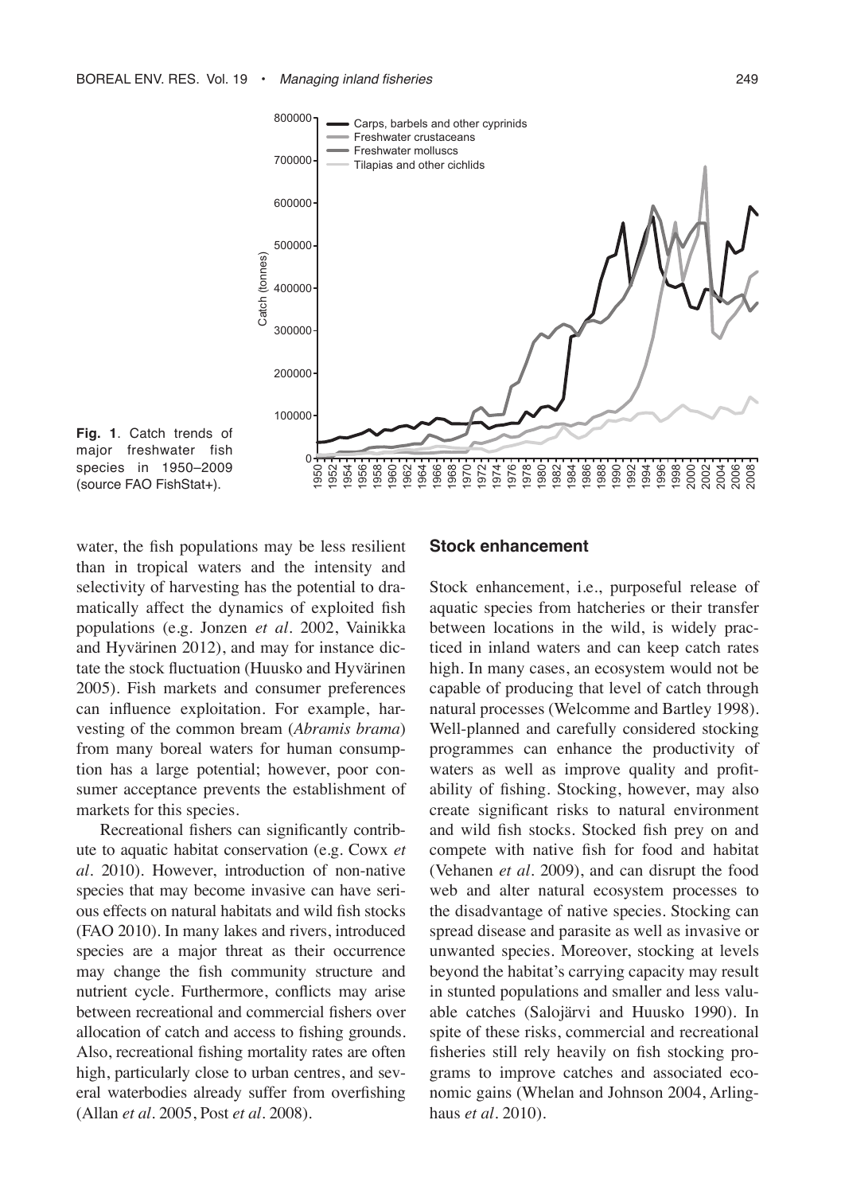**Fig. 1**. Catch trends of major freshwater fish species in 1950–2009 (source FAO FishStat+).

water, the fish populations may be less resilient than in tropical waters and the intensity and selectivity of harvesting has the potential to dramatically affect the dynamics of exploited fish populations (e.g. Jonzen *et al*. 2002, Vainikka and Hyvärinen 2012), and may for instance dictate the stock fluctuation (Huusko and Hyvärinen 2005). Fish markets and consumer preferences can influence exploitation. For example, harvesting of the common bream (*Abramis brama*) from many boreal waters for human consumption has a large potential; however, poor consumer acceptance prevents the establishment of markets for this species.

Recreational fishers can significantly contribute to aquatic habitat conservation (e.g. Cowx *et al*. 2010). However, introduction of non-native species that may become invasive can have serious effects on natural habitats and wild fish stocks (FAO 2010). In many lakes and rivers, introduced species are a major threat as their occurrence may change the fish community structure and nutrient cycle. Furthermore, conflicts may arise between recreational and commercial fishers over allocation of catch and access to fishing grounds. Also, recreational fishing mortality rates are often high, particularly close to urban centres, and several waterbodies already suffer from overfishing (Allan *et al*. 2005, Post *et al*. 2008).

### Stock enhancement

Stock enhancement, i.e., purposeful release of aquatic species from hatcheries or their transfer between locations in the wild, is widely practiced in inland waters and can keep catch rates high. In many cases, an ecosystem would not be capable of producing that level of catch through natural processes (Welcomme and Bartley 1998). Well-planned and carefully considered stocking programmes can enhance the productivity of waters as well as improve quality and profitability of fishing. Stocking, however, may also create significant risks to natural environment and wild fish stocks. Stocked fish prey on and compete with native fish for food and habitat (Vehanen *et al*. 2009), and can disrupt the food web and alter natural ecosystem processes to the disadvantage of native species. Stocking can spread disease and parasite as well as invasive or unwanted species. Moreover, stocking at levels beyond the habitat's carrying capacity may result in stunted populations and smaller and less valuable catches (Salojärvi and Huusko 1990). In spite of these risks, commercial and recreational fisheries still rely heavily on fish stocking programs to improve catches and associated economic gains (Whelan and Johnson 2004, Arlinghaus *et al*. 2010).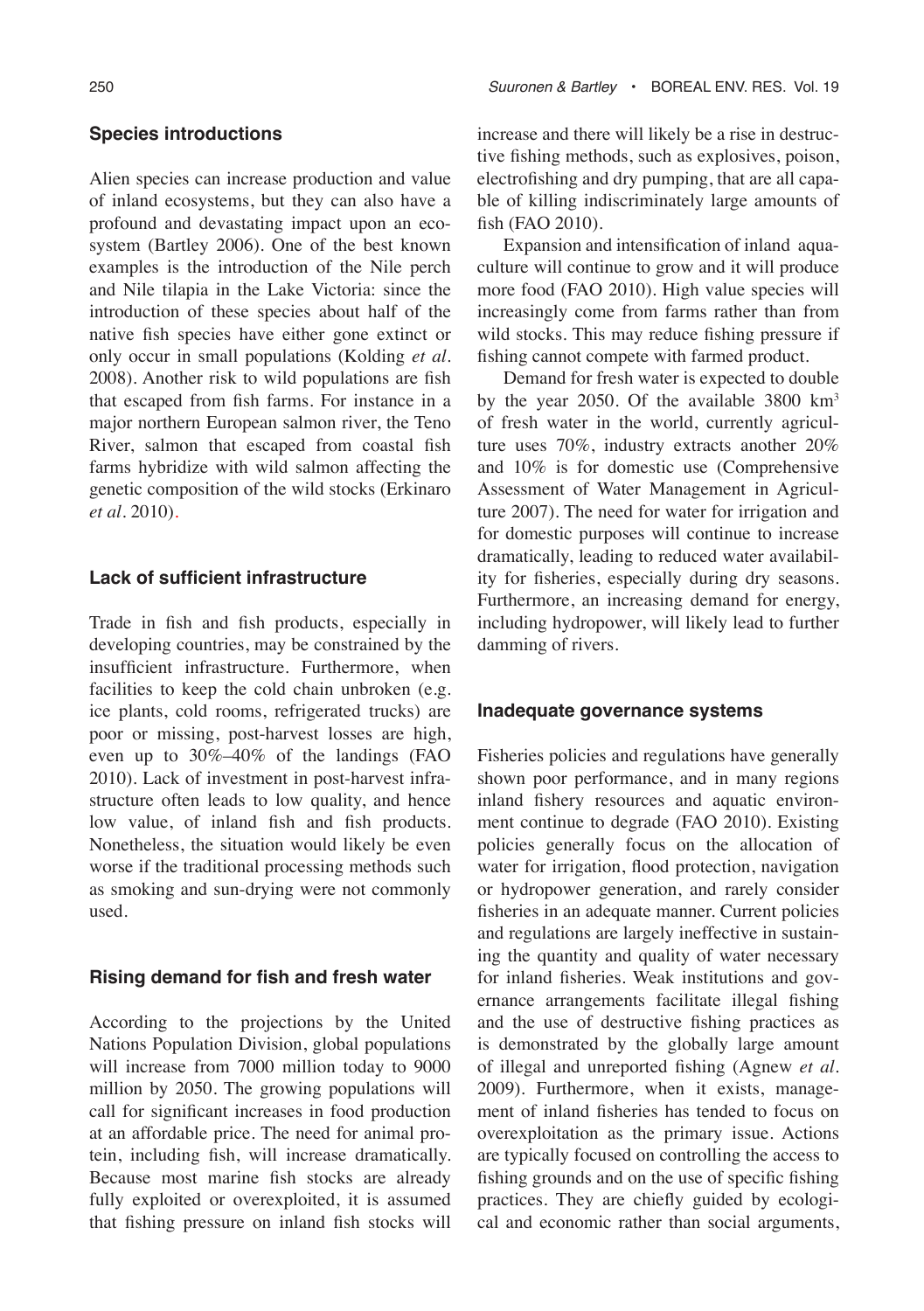## Species introductions

Alien species can increase production and value of inland ecosystems, but they can also have a profound and devastating impact upon an ecosystem (Bartley 2006). One of the best known examples is the introduction of the Nile perch and Nile tilapia in the Lake Victoria: since the introduction of these species about half of the native fish species have either gone extinct or only occur in small populations (Kolding *et al.* 2008). Another risk to wild populations are fish that escaped from fish farms. For instance in a major northern European salmon river, the Teno River, salmon that escaped from coastal fish farms hybridize with wild salmon affecting the genetic composition of the wild stocks (Erkinaro *et al.* 2010).

## Lack of sufficient infrastructure

Trade in fish and fish products, especially in developing countries, may be constrained by the insufficient infrastructure. Furthermore, when facilities to keep the cold chain unbroken (e.g. ice plants, cold rooms, refrigerated trucks) are poor or missing, post-harvest losses are high, even up to 30%–40% of the landings (FAO 2010). Lack of investment in post-harvest infrastructure often leads to low quality, and hence low value, of inland fish and fish products. Nonetheless, the situation would likely be even worse if the traditional processing methods such as smoking and sun-drying were not commonly used.

## Rising demand for fish and fresh water

According to the projections by the United Nations Population Division, global populations will increase from 7000 million today to 9000 million by 2050. The growing populations will call for significant increases in food production at an affordable price. The need for animal protein, including fish, will increase dramatically. Because most marine fish stocks are already fully exploited or overexploited, it is assumed that fishing pressure on inland fish stocks will increase and there will likely be a rise in destructive fishing methods, such as explosives, poison, electrofishing and dry pumping, that are all capable of killing indiscriminately large amounts of fish (FAO 2010).

Expansion and intensification of inland aquaculture will continue to grow and it will produce more food (FAO 2010). High value species will increasingly come from farms rather than from wild stocks. This may reduce fishing pressure if fishing cannot compete with farmed product.

Demand for fresh water is expected to double by the year 2050. Of the available 3800 $km^3$ of fresh water in the world, currently agriculture uses 70%, industry extracts another 20% and 10% is for domestic use (Comprehensive Assessment of Water Management in Agriculture 2007). The need for water for irrigation and for domestic purposes will continue to increase dramatically, leading to reduced water availability for fisheries, especially during dry seasons. Furthermore, an increasing demand for energy, including hydropower, will likely lead to further damming of rivers.

## Inadequate governance systems

Fisheries policies and regulations have generally shown poor performance, and in many regions inland fishery resources and aquatic environment continue to degrade (FAO 2010). Existing policies generally focus on the allocation of water for irrigation, flood protection, navigation or hydropower generation, and rarely consider fisheries in an adequate manner. Current policies and regulations are largely ineffective in sustaining the quantity and quality of water necessary for inland fisheries. Weak institutions and governance arrangements facilitate illegal fishing and the use of destructive fishing practices as is demonstrated by the globally large amount of illegal and unreported fishing (Agnew *et al.* 2009). Furthermore, when it exists, management of inland fisheries has tended to focus on overexploitation as the primary issue. Actions are typically focused on controlling the access to fishing grounds and on the use of specific fishing practices. They are chiefly guided by ecological and economic rather than social arguments,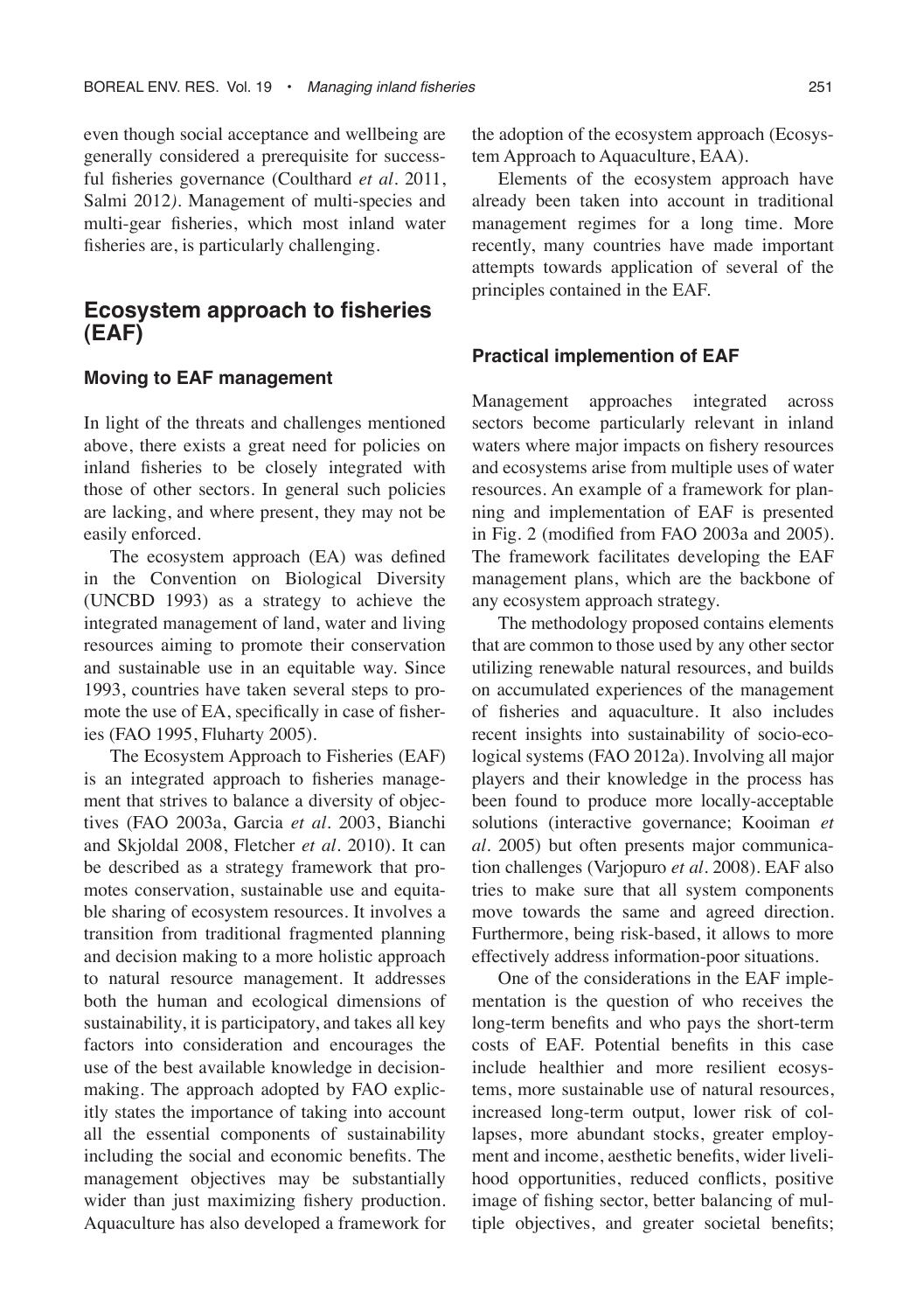even though social acceptance and wellbeing are generally considered a prerequisite for successful fisheries governance (Coulthard *et al*. 2011, Salmi 2012*)*. Management of multi-species and multi-gear fisheries, which most inland water fisheries are, is particularly challenging.

## Ecosystem approach to fisheries (EAF)

### Moving to EAF management

In light of the threats and challenges mentioned above, there exists a great need for policies on inland fisheries to be closely integrated with those of other sectors. In general such policies are lacking, and where present, they may not be easily enforced.

The ecosystem approach (EA) was defined in the Convention on Biological Diversity (UNCBD 1993) as a strategy to achieve the integrated management of land, water and living resources aiming to promote their conservation and sustainable use in an equitable way. Since 1993, countries have taken several steps to promote the use of EA, specifically in case of fisheries (FAO 1995, Fluharty 2005).

The Ecosystem Approach to Fisheries (EAF) is an integrated approach to fisheries management that strives to balance a diversity of objectives (FAO 2003a, Garcia *et al*. 2003, Bianchi and Skjoldal 2008, Fletcher *et al*. 2010). It can be described as a strategy framework that promotes conservation, sustainable use and equitable sharing of ecosystem resources. It involves a transition from traditional fragmented planning and decision making to a more holistic approach to natural resource management. It addresses both the human and ecological dimensions of sustainability, it is participatory, and takes all key factors into consideration and encourages the use of the best available knowledge in decision-making. The approach adopted by FAO explicitly states the importance of taking into account all the essential components of sustainability including the social and economic benefits. The management objectives may be substantially wider than just maximizing fishery production. Aquaculture has also developed a framework for the adoption of the ecosystem approach (Ecosystem Approach to Aquaculture, EAA).

Elements of the ecosystem approach have already been taken into account in traditional management regimes for a long time. More recently, many countries have made important attempts towards application of several of the principles contained in the EAF.

### Practical implemention of EAF

Management approaches integrated across sectors become particularly relevant in inland waters where major impacts on fishery resources and ecosystems arise from multiple uses of water resources. An example of a framework for planning and implementation of EAF is presented in Fig. 2 (modified from FAO 2003a and 2005). The framework facilitates developing the EAF management plans, which are the backbone of any ecosystem approach strategy.

The methodology proposed contains elements that are common to those used by any other sector utilizing renewable natural resources, and builds on accumulated experiences of the management of fisheries and aquaculture. It also includes recent insights into sustainability of socio-ecological systems (FAO 2012a). Involving all major players and their knowledge in the process has been found to produce more locally-acceptable solutions (interactive governance; Kooiman *et al*. 2005) but often presents major communication challenges (Varjopuro *et al*. 2008). EAF also tries to make sure that all system components move towards the same and agreed direction. Furthermore, being risk-based, it allows to more effectively address information-poor situations.

One of the considerations in the EAF implementation is the question of who receives the long-term benefits and who pays the short-term costs of EAF. Potential benefits in this case include healthier and more resilient ecosystems, more sustainable use of natural resources, increased long-term output, lower risk of collapses, more abundant stocks, greater employment and income, aesthetic benefits, wider livelihood opportunities, reduced conflicts, positive image of fishing sector, better balancing of multiple objectives, and greater societal benefits;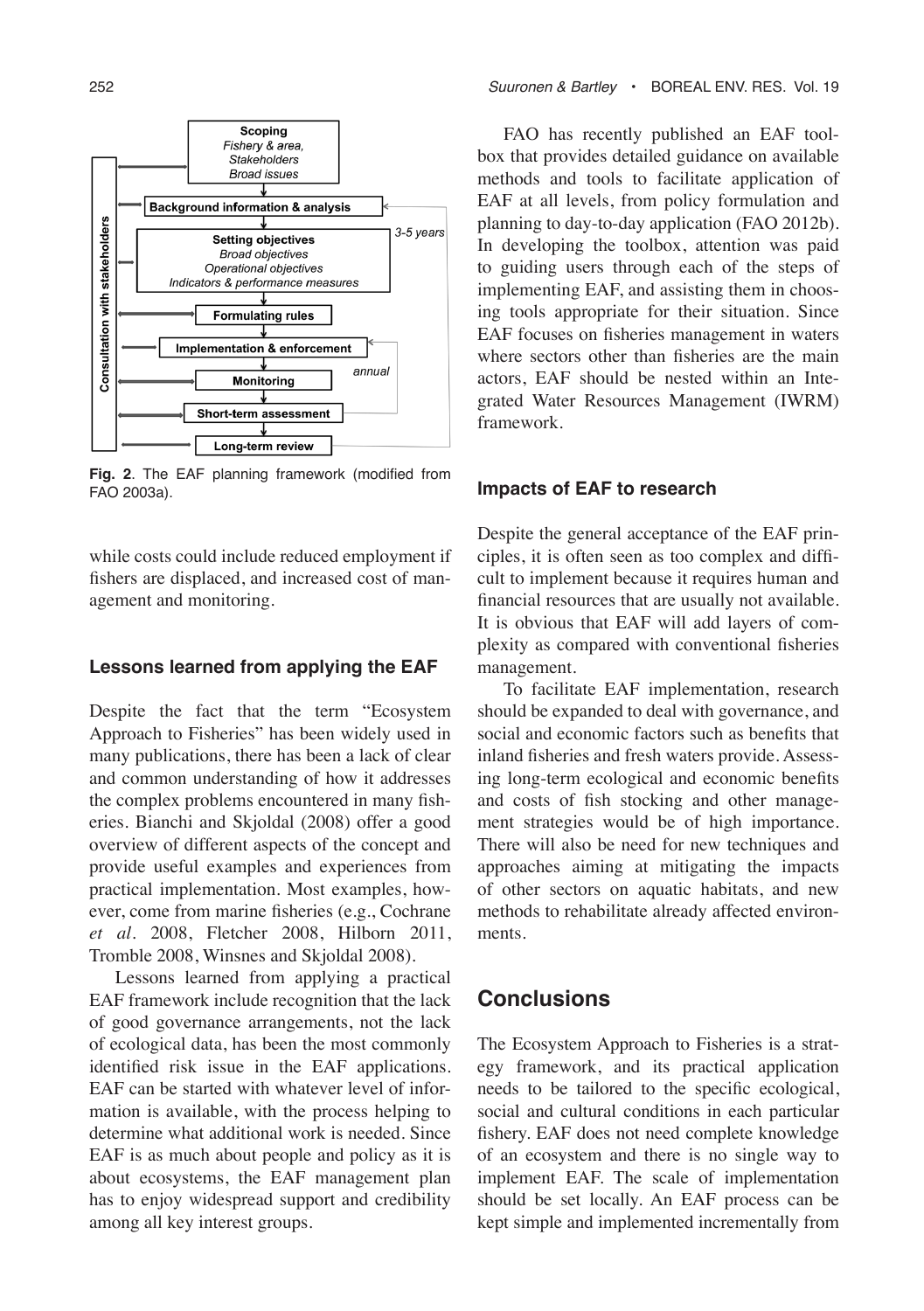**Fig. 2**. The EAF planning framework (modified from FAO 2003a).

while costs could include reduced employment if fishers are displaced, and increased cost of management and monitoring.

### Lessons learned from applying the EAF

Despite the fact that the term "Ecosystem Approach to Fisheries" has been widely used in many publications, there has been a lack of clear and common understanding of how it addresses the complex problems encountered in many fisheries. Bianchi and Skjoldal (2008) offer a good overview of different aspects of the concept and provide useful examples and experiences from practical implementation. Most examples, however, come from marine fisheries (e.g., Cochrane *et al*. 2008, Fletcher 2008, Hilborn 2011, Tromble 2008, Winsnes and Skjoldal 2008).

Lessons learned from applying a practical EAF framework include recognition that the lack of good governance arrangements, not the lack of ecological data, has been the most commonly identified risk issue in the EAF applications. EAF can be started with whatever level of information is available, with the process helping to determine what additional work is needed. Since EAF is as much about people and policy as it is about ecosystems, the EAF management plan has to enjoy widespread support and credibility among all key interest groups.

FAO has recently published an EAF toolbox that provides detailed guidance on available methods and tools to facilitate application of EAF at all levels, from policy formulation and planning to day-to-day application (FAO 2012b). In developing the toolbox, attention was paid to guiding users through each of the steps of implementing EAF, and assisting them in choosing tools appropriate for their situation. Since EAF focuses on fisheries management in waters where sectors other than fisheries are the main actors, EAF should be nested within an Integrated Water Resources Management (IWRM) framework.

### Impacts of EAF to research

Despite the general acceptance of the EAF principles, it is often seen as too complex and difficult to implement because it requires human and financial resources that are usually not available. It is obvious that EAF will add layers of complexity as compared with conventional fisheries management.

To facilitate EAF implementation, research should be expanded to deal with governance, and social and economic factors such as benefits that inland fisheries and fresh waters provide. Assessing long-term ecological and economic benefits and costs of fish stocking and other management strategies would be of high importance. There will also be need for new techniques and approaches aiming at mitigating the impacts of other sectors on aquatic habitats, and new methods to rehabilitate already affected environments.

## Conclusions

The Ecosystem Approach to Fisheries is a strategy framework, and its practical application needs to be tailored to the specific ecological, social and cultural conditions in each particular fishery. EAF does not need complete knowledge of an ecosystem and there is no single way to implement EAF. The scale of implementation should be set locally. An EAF process can be kept simple and implemented incrementally from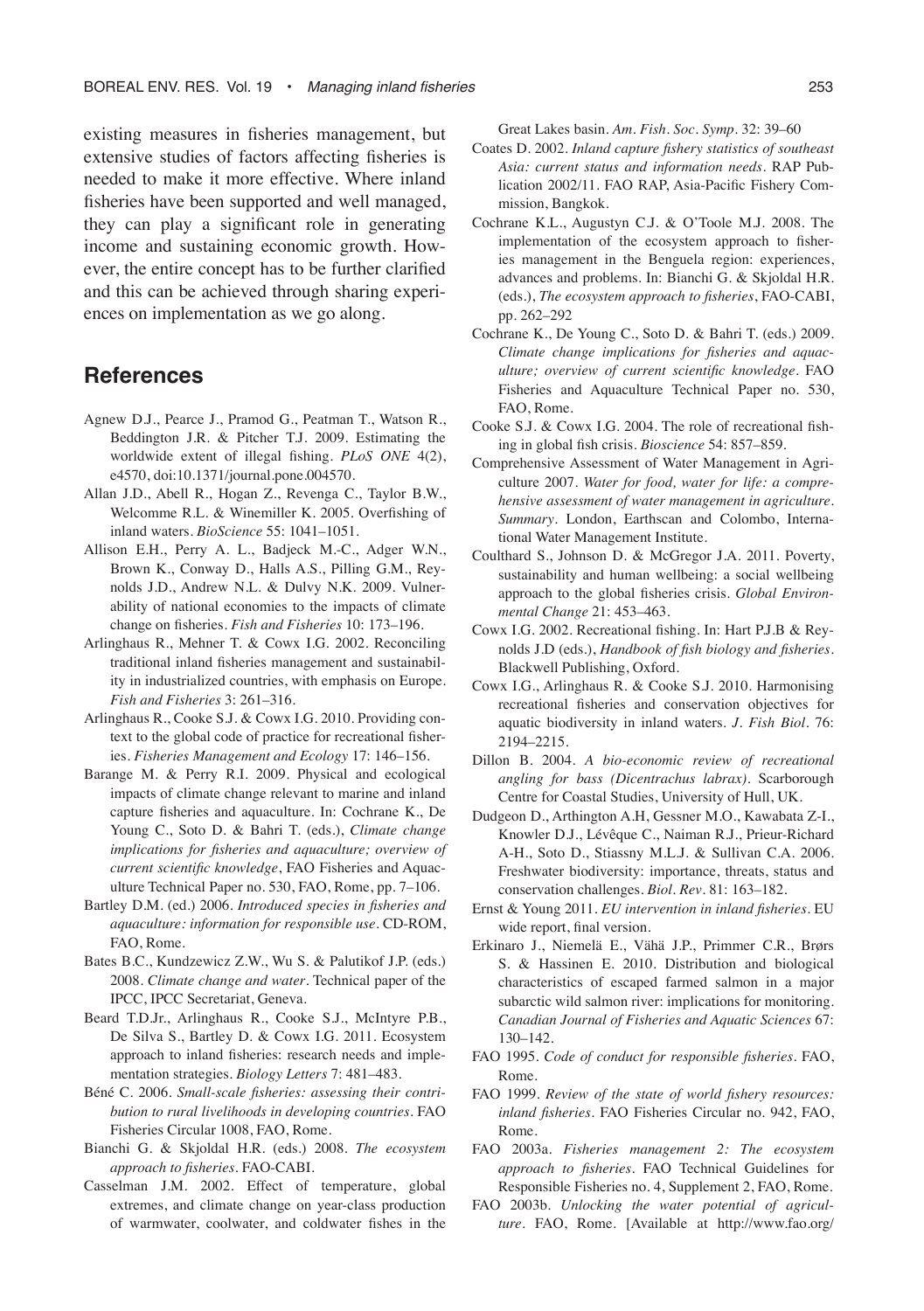existing measures in fisheries management, but extensive studies of factors affecting fisheries is needed to make it more effective. Where inland fisheries have been supported and well managed, they can play a significant role in generating income and sustaining economic growth. However, the entire concept has to be further clarified and this can be achieved through sharing experiences on implementation as we go along.

## References

Agnew D.J., Pearce J., Pramod G., Peatman T., Watson R., Beddington J.R. & Pitcher T.J. 2009. Estimating the worldwide extent of illegal fishing. *PLoS ONE* 4(2), e4570, doi:10.1371/journal.pone.004570.

Allan J.D., Abell R., Hogan Z., Revenga C., Taylor B.W., Welcomme R.L. & Winemiller K. 2005. Overfishing of inland waters. *BioScience* 55: 1041–1051.

Allison E.H., Perry A. L., Badjeck M.-C., Adger W.N., Brown K., Conway D., Halls A.S., Pilling G.M., Reynolds J.D., Andrew N.L. & Dulvy N.K. 2009. Vulnerability of national economies to the impacts of climate change on fisheries. *Fish and Fisheries* 10: 173–196.

Arlinghaus R., Mehner T. & Cowx I.G. 2002. Reconciling traditional inland fisheries management and sustainability in industrialized countries, with emphasis on Europe. *Fish and Fisheries* 3: 261–316.

Arlinghaus R., Cooke S.J. & Cowx I.G. 2010. Providing context to the global code of practice for recreational fisheries. *Fisheries Management and Ecology* 17: 146–156.

Barange M. & Perry R.I. 2009. Physical and ecological impacts of climate change relevant to marine and inland capture fisheries and aquaculture. In: Cochrane K., De Young C., Soto D. & Bahri T. (eds.), *Climate change implications for fisheries and aquaculture; overview of current scientific knowledge*, FAO Fisheries and Aquaculture Technical Paper no. 530, FAO, Rome, pp. 7–106.

Bartley D.M. (ed.) 2006. *Introduced species in fisheries and aquaculture: information for responsible use*. CD-ROM, FAO, Rome.

Bates B.C., Kundzewicz Z.W., Wu S. & Palutikof J.P. (eds.) 2008. *Climate change and water*. Technical paper of the IPCC, IPCC Secretariat, Geneva.

Beard T.D.Jr., Arlinghaus R., Cooke S.J., McIntyre P.B., De Silva S., Bartley D. & Cowx I.G. 2011. Ecosystem approach to inland fisheries: research needs and implementation strategies. *Biology Letters* 7: 481–483.

Béné C. 2006. *Small-scale fisheries: assessing their contribution to rural livelihoods in developing countries*. FAO Fisheries Circular 1008, FAO, Rome.

Bianchi G. & Skjoldal H.R. (eds.) 2008. *The ecosystem approach to fisheries*. FAO-CABI.

Casselman J.M. 2002. Effect of temperature, global extremes, and climate change on year-class production of warmwater, coolwater, and coldwater fishes in the Great Lakes basin. *Am. Fish. Soc. Symp.* 32: 39–60

Coates D. 2002. *Inland capture fishery statistics of southeast Asia: current status and information needs*. RAP Publication 2002/11. FAO RAP, Asia-Pacific Fishery Commission, Bangkok.

Cochrane K.L., Augustyn C.J. & O'Toole M.J. 2008. The implementation of the ecosystem approach to fisheries management in the Benguela region: experiences, advances and problems. In: Bianchi G. & Skjoldal H.R. (eds.), *The ecosystem approach to fisheries*, FAO-CABI, pp. 262–292

Cochrane K., De Young C., Soto D. & Bahri T. (eds.) 2009. *Climate change implications for fisheries and aquaculture; overview of current scientific knowledge*. FAO Fisheries and Aquaculture Technical Paper no. 530, FAO, Rome.

Cooke S.J. & Cowx I.G. 2004. The role of recreational fishing in global fish crisis. *Bioscience* 54: 857–859.

Comprehensive Assessment of Water Management in Agriculture 2007. *Water for food, water for life: a comprehensive assessment of water management in agriculture. Summary*. London, Earthscan and Colombo, International Water Management Institute.

Coulthard S., Johnson D. & McGregor J.A. 2011. Poverty, sustainability and human wellbeing: a social wellbeing approach to the global fisheries crisis. *Global Environmental Change* 21: 453–463.

Cowx I.G. 2002. Recreational fishing. In: Hart P.J.B & Reynolds J.D (eds.), *Handbook of fish biology and fisheries*. Blackwell Publishing, Oxford.

Cowx I.G., Arlinghaus R. & Cooke S.J. 2010. Harmonising recreational fisheries and conservation objectives for aquatic biodiversity in inland waters. *J. Fish Biol.* 76: 2194–2215.

Dillon B. 2004. *A bio-economic review of recreational angling for bass (Dicentrachus labrax)*. Scarborough Centre for Coastal Studies, University of Hull, UK.

Dudgeon D., Arthington A.H, Gessner M.O., Kawabata Z-I., Knowler D.J., Lévêque C., Naiman R.J., Prieur-Richard A-H., Soto D., Stiassny M.L.J. & Sullivan C.A. 2006. Freshwater biodiversity: importance, threats, status and conservation challenges. *Biol. Rev.* 81: 163–182.

Ernst & Young 2011. *EU intervention in inland fisheries*. EU wide report, final version.

Erkinaro J., Niemelä E., Vähä J.P., Primmer C.R., Brørs S. & Hassinen E. 2010. Distribution and biological characteristics of escaped farmed salmon in a major subarctic wild salmon river: implications for monitoring. *Canadian Journal of Fisheries and Aquatic Sciences* 67: 130–142.

FAO 1995. *Code of conduct for responsible fisheries*. FAO, Rome.

FAO 1999. *Review of the state of world fishery resources: inland fisheries*. FAO Fisheries Circular no. 942, FAO, Rome.

FAO 2003a. *Fisheries management 2: The ecosystem approach to fisheries*. FAO Technical Guidelines for Responsible Fisheries no. 4, Supplement 2, FAO, Rome.

FAO 2003b. *Unlocking the water potential of agriculture*. FAO, Rome. [Available at http://www.fao.org/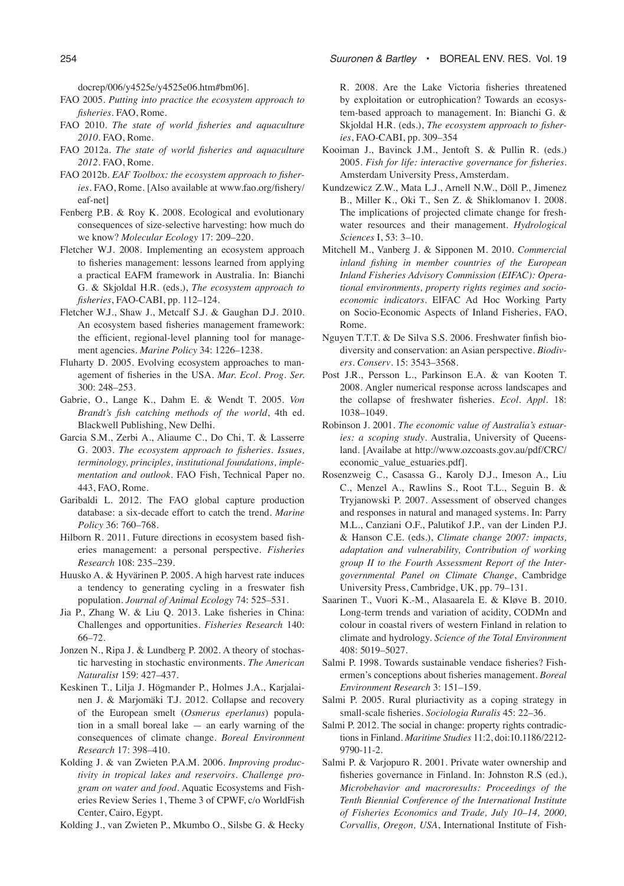docrep/006/y4525e/y4525e06.htm#bm06].

FAO 2005. *Putting into practice the ecosystem approach to fisheries*. FAO, Rome.

FAO 2010. *The state of world fisheries and aquaculture 2010*. FAO, Rome.

FAO 2012a. *The state of world fisheries and aquaculture 2012*. FAO, Rome.

FAO 2012b. *EAF Toolbox: the ecosystem approach to fisheries*. FAO, Rome. [Also available at www.fao.org/fishery/eaf-net]

Fenberg P.B. & Roy K. 2008. Ecological and evolutionary consequences of size-selective harvesting: how much do we know? *Molecular Ecology* 17: 209–220.

Fletcher W.J. 2008. Implementing an ecosystem approach to fisheries management: lessons learned from applying a practical EAFM framework in Australia. In: Bianchi G. & Skjoldal H.R. (eds.), *The ecosystem approach to fisheries*, FAO-CABI, pp. 112–124.

Fletcher W.J., Shaw J., Metcalf S.J. & Gaughan D.J. 2010. An ecosystem based fisheries management framework: the efficient, regional-level planning tool for management agencies. *Marine Policy* 34: 1226–1238.

Fluharty D. 2005. Evolving ecosystem approaches to management of fisheries in the USA. *Mar. Ecol. Prog. Ser.* 300: 248–253.

Gabrie, O., Lange K., Dahm E. & Wendt T. 2005. *Von Brandt's fish catching methods of the world*, 4th ed. Blackwell Publishing, New Delhi.

Garcia S.M., Zerbi A., Aliaume C., Do Chi, T. & Lasserre G. 2003. *The ecosystem approach to fisheries. Issues, terminology, principles, institutional foundations, implementation and outlook*. FAO Fish, Technical Paper no. 443, FAO, Rome.

Garibaldi L. 2012. The FAO global capture production database: a six-decade effort to catch the trend. *Marine Policy* 36: 760–768.

Hilborn R. 2011. Future directions in ecosystem based fisheries management: a personal perspective. *Fisheries Research* 108: 235–239.

Huusko A. & Hyvärinen P. 2005. A high harvest rate induces a tendency to generating cycling in a freswater fish population. *Journal of Animal Ecology* 74: 525–531.

Jia P., Zhang W. & Liu Q. 2013. Lake fisheries in China: Challenges and opportunities. *Fisheries Research* 140: 66–72.

Jonzen N., Ripa J. & Lundberg P. 2002. A theory of stochastic harvesting in stochastic environments. *The American Naturalist* 159: 427–437.

Keskinen T., Lilja J. Högmander P., Holmes J.A., Karjalainen J. & Marjomäki T.J. 2012. Collapse and recovery of the European smelt (*Osmerus eperlanus*) population in a small boreal lake — an early warning of the consequences of climate change. *Boreal Environment Research* 17: 398–410.

Kolding J. & van Zwieten P.A.M. 2006. *Improving productivity in tropical lakes and reservoirs. Challenge program on water and food*. Aquatic Ecosystems and Fisheries Review Series 1, Theme 3 of CPWF, c/o WorldFish Center, Cairo, Egypt.

Kolding J., van Zwieten P., Mkumbo O., Silsbe G. & Hecky R. 2008. Are the Lake Victoria fisheries threatened by exploitation or eutrophication? Towards an ecosystem-based approach to management. In: Bianchi G. & Skjoldal H.R. (eds.), *The ecosystem approach to fisheries*, FAO-CABI, pp. 309–354

Kooiman J., Bavinck J.M., Jentoft S. & Pullin R. (eds.) 2005. *Fish for life: interactive governance for fisheries*. Amsterdam University Press, Amsterdam.

Kundzewicz Z.W., Mata L.J., Arnell N.W., Döll P., Jimenez B., Miller K., Oki T., Sen Z. & Shiklomanov I. 2008. The implications of projected climate change for freshwater resources and their management. *Hydrological Sciences* I, 53: 3–10.

Mitchell M., Vanberg J. & Sipponen M. 2010. *Commercial inland fishing in member countries of the European Inland Fisheries Advisory Commission (EIFAC): Operational environments, property rights regimes and socio-economic indicators*. EIFAC Ad Hoc Working Party on Socio-Economic Aspects of Inland Fisheries, FAO, Rome.

Nguyen T.T.T. & De Silva S.S. 2006. Freshwater finfish biodiversity and conservation: an Asian perspective. *Biodivers. Conserv*. 15: 3543–3568.

Post J.R., Persson L., Parkinson E.A. & van Kooten T. 2008. Angler numerical response across landscapes and the collapse of freshwater fisheries. *Ecol. Appl.* 18: 1038–1049.

Robinson J. 2001. *The economic value of Australia's estuaries: a scoping study*. Australia, University of Queensland. [Availabe at http://www.ozcoasts.gov.au/pdf/CRC/economic_value_estuaries.pdf].

Rosenzweig C., Casassa G., Karoly D.J., Imeson A., Liu C., Menzel A., Rawlins S., Root T.L., Seguin B. & Tryjanowski P. 2007. Assessment of observed changes and responses in natural and managed systems. In: Parry M.L., Canziani O.F., Palutikof J.P., van der Linden P.J. & Hanson C.E. (eds.), *Climate change 2007: impacts, adaptation and vulnerability, Contribution of working group II to the Fourth Assessment Report of the Intergovernmental Panel on Climate Change*, Cambridge University Press, Cambridge, UK, pp. 79–131.

Saarinen T., Vuori K.-M., Alasaarela E. & Kløve B. 2010. Long-term trends and variation of acidity, CODMn and colour in coastal rivers of western Finland in relation to climate and hydrology. *Science of the Total Environment* 408: 5019–5027.

Salmi P. 1998. Towards sustainable vendace fisheries? Fishermen's conceptions about fisheries management. *Boreal Environment Research* 3: 151–159.

Salmi P. 2005. Rural pluriactivity as a coping strategy in small-scale fisheries. *Sociologia Ruralis* 45: 22–36.

Salmi P. 2012. The social in change: property rights contradictions in Finland. *Maritime Studies* 11:2, doi:10.1186/2212-9790-11-2.

Salmi P. & Varjopuro R. 2001. Private water ownership and fisheries governance in Finland. In: Johnston R.S (ed.), *Microbehavior and macroresults: Proceedings of the Tenth Biennial Conference of the International Institute of Fisheries Economics and Trade, July 10–14, 2000, Corvallis, Oregon, USA*, International Institute of Fish-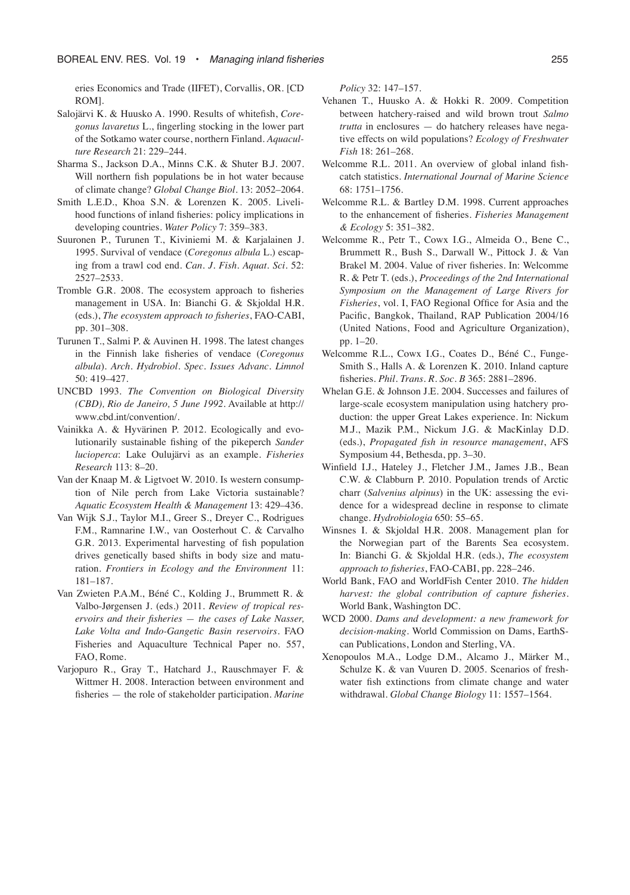eries Economics and Trade (IIFET), Corvallis, OR. [CD ROM].

Salojärvi K. & Huusko A. 1990. Results of whitefish, *Coregonus lavaretus* L., fingerling stocking in the lower part of the Sotkamo water course, northern Finland. *Aquaculture Research* 21: 229–244.

Sharma S., Jackson D.A., Minns C.K. & Shuter B.J. 2007. Will northern fish populations be in hot water because of climate change? *Global Change Biol.* 13: 2052–2064.

Smith L.E.D., Khoa S.N. & Lorenzen K. 2005. Livelihood functions of inland fisheries: policy implications in developing countries. *Water Policy* 7: 359–383.

Suuronen P., Turunen T., Kiviniemi M. & Karjalainen J. 1995. Survival of vendace (*Coregonus albula* L.) escaping from a trawl cod end. *Can. J. Fish. Aquat. Sci.* 52: 2527–2533.

Tromble G.R. 2008. The ecosystem approach to fisheries management in USA. In: Bianchi G. & Skjoldal H.R. (eds.), *The ecosystem approach to fisheries*, FAO-CABI, pp. 301–308.

Turunen T., Salmi P. & Auvinen H. 1998. The latest changes in the Finnish lake fisheries of vendace (*Coregonus albula*). *Arch. Hydrobiol. Spec. Issues Advanc. Limnol* 50: 419–427.

UNCBD 1993. *The Convention on Biological Diversity (CBD), Rio de Janeiro, 5 June 1992*. Available at http://www.cbd.int/convention/.

Vainikka A. & Hyvärinen P. 2012. Ecologically and evolutionarily sustainable fishing of the pikeperch *Sander lucioperca*: Lake Oulujärvi as an example. *Fisheries Research* 113: 8–20.

Van der Knaap M. & Ligtvoet W. 2010. Is western consumption of Nile perch from Lake Victoria sustainable? *Aquatic Ecosystem Health & Management* 13: 429–436.

Van Wijk S.J., Taylor M.I., Greer S., Dreyer C., Rodrigues F.M., Ramnarine I.W., van Oosterhout C. & Carvalho G.R. 2013. Experimental harvesting of fish population drives genetically based shifts in body size and maturation. *Frontiers in Ecology and the Environment* 11: 181–187.

Van Zwieten P.A.M., Béné C., Kolding J., Brummett R. & Valbo-Jørgensen J. (eds.) 2011. *Review of tropical reservoirs and their fisheries — the cases of Lake Nasser, Lake Volta and Indo-Gangetic Basin reservoirs*. FAO Fisheries and Aquaculture Technical Paper no. 557, FAO, Rome.

Varjopuro R., Gray T., Hatchard J., Rauschmayer F. & Wittmer H. 2008. Interaction between environment and fisheries — the role of stakeholder participation. *Marine Policy* 32: 147–157.

Vehanen T., Huusko A. & Hokki R. 2009. Competition between hatchery-raised and wild brown trout *Salmo trutta* in enclosures — do hatchery releases have negative effects on wild populations? *Ecology of Freshwater Fish* 18: 261–268.

Welcomme R.L. 2011. An overview of global inland fish-catch statistics. *International Journal of Marine Science* 68: 1751–1756.

Welcomme R.L. & Bartley D.M. 1998. Current approaches to the enhancement of fisheries. *Fisheries Management & Ecology* 5: 351–382.

Welcomme R., Petr T., Cowx I.G., Almeida O., Bene C., Brummett R., Bush S., Darwall W., Pittock J. & Van Brakel M. 2004. Value of river fisheries. In: Welcomme R. & Petr T. (eds.), *Proceedings of the 2nd International Symposium on the Management of Large Rivers for Fisheries*, vol. I, FAO Regional Office for Asia and the Pacific, Bangkok, Thailand, RAP Publication 2004/16 (United Nations, Food and Agriculture Organization), pp. 1–20.

Welcomme R.L., Cowx I.G., Coates D., Béné C., Funge-Smith S., Halls A. & Lorenzen K. 2010. Inland capture fisheries. *Phil. Trans. R. Soc. B* 365: 2881–2896.

Whelan G.E. & Johnson J.E. 2004. Successes and failures of large-scale ecosystem manipulation using hatchery production: the upper Great Lakes experience. In: Nickum M.J., Mazik P.M., Nickum J.G. & MacKinlay D.D. (eds.), *Propagated fish in resource management*, AFS Symposium 44, Bethesda, pp. 3–30.

Winfield I.J., Hateley J., Fletcher J.M., James J.B., Bean C.W. & Clabburn P. 2010. Population trends of Arctic charr (*Salvenius alpinus*) in the UK: assessing the evidence for a widespread decline in response to climate change. *Hydrobiologia* 650: 55–65.

Winsnes I. & Skjoldal H.R. 2008. Management plan for the Norwegian part of the Barents Sea ecosystem. In: Bianchi G. & Skjoldal H.R. (eds.), *The ecosystem approach to fisheries*, FAO-CABI, pp. 228–246.

World Bank, FAO and WorldFish Center 2010. *The hidden harvest: the global contribution of capture fisheries*. World Bank, Washington DC.

WCD 2000. *Dams and development: a new framework for decision-making*. World Commission on Dams, EarthScan Publications, London and Sterling, VA.

Xenopoulos M.A., Lodge D.M., Alcamo J., Märker M., Schulze K. & van Vuuren D. 2005. Scenarios of freshwater fish extinctions from climate change and water withdrawal. *Global Change Biology* 11: 1557–1564.